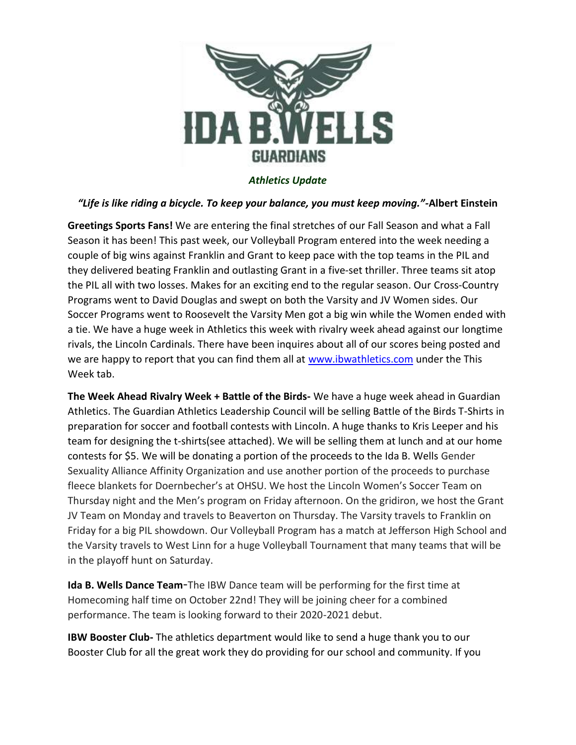# IDA B. WELLS GUARDIANS

***Athletics Update***

***"Life is like riding a bicycle. To keep your balance, you must keep moving."*-Albert Einstein**

**Greetings Sports Fans!** We are entering the final stretches of our Fall Season and what a Fall Season it has been! This past week, our Volleyball Program entered into the week needing a couple of big wins against Franklin and Grant to keep pace with the top teams in the PIL and they delivered beating Franklin and outlasting Grant in a five-set thriller. Three teams sit atop the PIL all with two losses. Makes for an exciting end to the regular season. Our Cross-Country Programs went to David Douglas and swept on both the Varsity and JV Women sides. Our Soccer Programs went to Roosevelt the Varsity Men got a big win while the Women ended with a tie. We have a huge week in Athletics this week with rivalry week ahead against our longtime rivals, the Lincoln Cardinals. There have been inquires about all of our scores being posted and we are happy to report that you can find them all at [www.ibwathletics.com](www.ibwathletics.com) under the This Week tab.

**The Week Ahead Rivalry Week + Battle of the Birds-** We have a huge week ahead in Guardian Athletics. The Guardian Athletics Leadership Council will be selling Battle of the Birds T-Shirts in preparation for soccer and football contests with Lincoln. A huge thanks to Kris Leeper and his team for designing the t-shirts(see attached). We will be selling them at lunch and at our home contests for $5. We will be donating a portion of the proceeds to the Ida B. Wells Gender Sexuality Alliance Affinity Organization and use another portion of the proceeds to purchase fleece blankets for Doernbecher's at OHSU. We host the Lincoln Women's Soccer Team on Thursday night and the Men's program on Friday afternoon. On the gridiron, we host the Grant JV Team on Monday and travels to Beaverton on Thursday. The Varsity travels to Franklin on Friday for a big PIL showdown. Our Volleyball Program has a match at Jefferson High School and the Varsity travels to West Linn for a huge Volleyball Tournament that many teams that will be in the playoff hunt on Saturday.

**Ida B. Wells Dance Team**-The IBW Dance team will be performing for the first time at Homecoming half time on October 22nd! They will be joining cheer for a combined performance. The team is looking forward to their 2020-2021 debut.

**IBW Booster Club-** The athletics department would like to send a huge thank you to our Booster Club for all the great work they do providing for our school and community. If you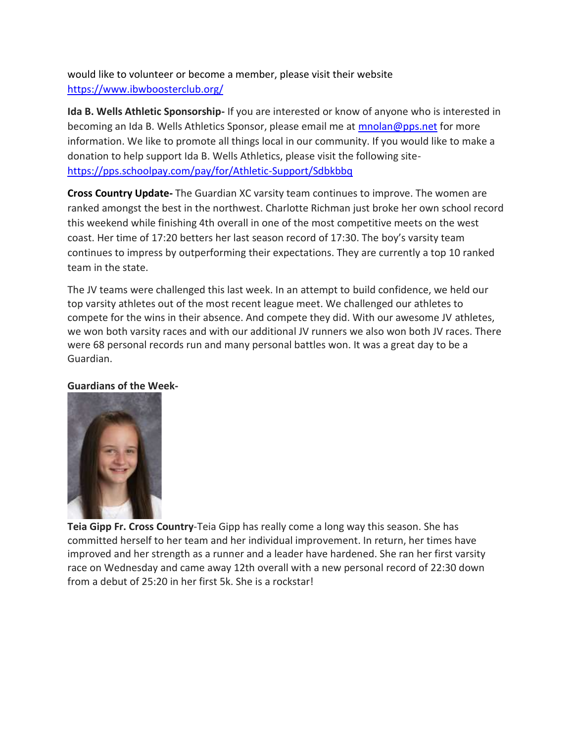would like to volunteer or become a member, please visit their website https://www.ibwboosterclub.org/

**Ida B. Wells Athletic Sponsorship-** If you are interested or know of anyone who is interested in becoming an Ida B. Wells Athletics Sponsor, please email me at mnolan@pps.net for more information. We like to promote all things local in our community. If you would like to make a donation to help support Ida B. Wells Athletics, please visit the following site- https://pps.schoolpay.com/pay/for/Athletic-Support/Sdbkbbq

**Cross Country Update-** The Guardian XC varsity team continues to improve. The women are ranked amongst the best in the northwest. Charlotte Richman just broke her own school record this weekend while finishing 4th overall in one of the most competitive meets on the west coast. Her time of 17:20 betters her last season record of 17:30. The boy's varsity team continues to impress by outperforming their expectations. They are currently a top 10 ranked team in the state.

The JV teams were challenged this last week. In an attempt to build confidence, we held our top varsity athletes out of the most recent league meet. We challenged our athletes to compete for the wins in their absence. And compete they did. With our awesome JV athletes, we won both varsity races and with our additional JV runners we also won both JV races. There were 68 personal records run and many personal battles won. It was a great day to be a Guardian.

**Guardians of the Week-**

**Teia Gipp Fr. Cross Country**-Teia Gipp has really come a long way this season. She has committed herself to her team and her individual improvement. In return, her times have improved and her strength as a runner and a leader have hardened. She ran her first varsity race on Wednesday and came away 12th overall with a new personal record of 22:30 down from a debut of 25:20 in her first 5k. She is a rockstar!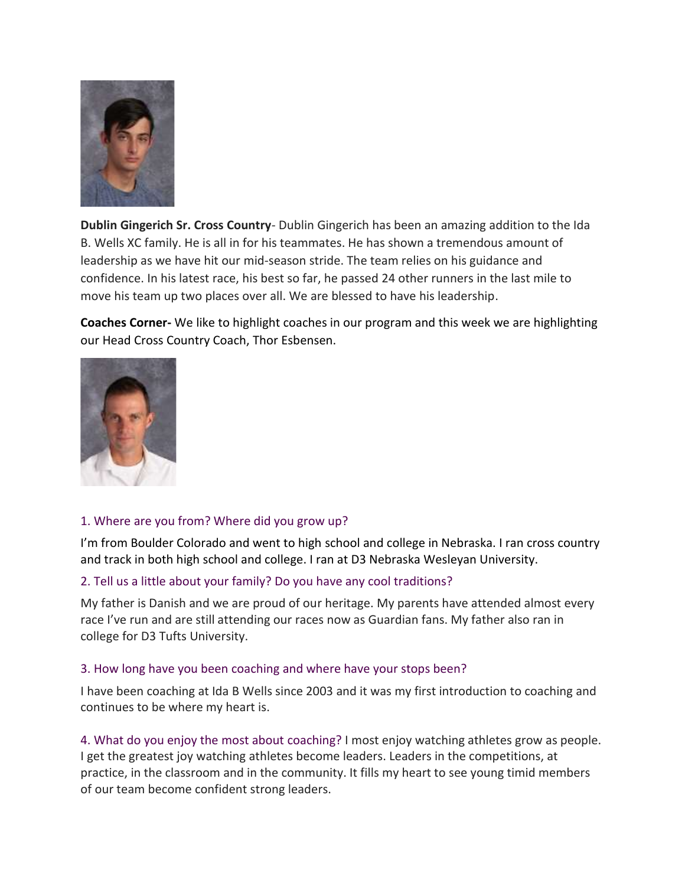**Dublin Gingerich Sr. Cross Country**- Dublin Gingerich has been an amazing addition to the Ida B. Wells XC family. He is all in for his teammates. He has shown a tremendous amount of leadership as we have hit our mid-season stride. The team relies on his guidance and confidence. In his latest race, his best so far, he passed 24 other runners in the last mile to move his team up two places over all. We are blessed to have his leadership.

**Coaches Corner-** We like to highlight coaches in our program and this week we are highlighting our Head Cross Country Coach, Thor Esbensen.

### 1. Where are you from? Where did you grow up?

I'm from Boulder Colorado and went to high school and college in Nebraska. I ran cross country and track in both high school and college. I ran at D3 Nebraska Wesleyan University.

### 2. Tell us a little about your family? Do you have any cool traditions?

My father is Danish and we are proud of our heritage. My parents have attended almost every race I've run and are still attending our races now as Guardian fans. My father also ran in college for D3 Tufts University.

### 3. How long have you been coaching and where have your stops been?

I have been coaching at Ida B Wells since 2003 and it was my first introduction to coaching and continues to be where my heart is.

### 4. What do you enjoy the most about coaching?

I most enjoy watching athletes grow as people. I get the greatest joy watching athletes become leaders. Leaders in the competitions, at practice, in the classroom and in the community. It fills my heart to see young timid members of our team become confident strong leaders.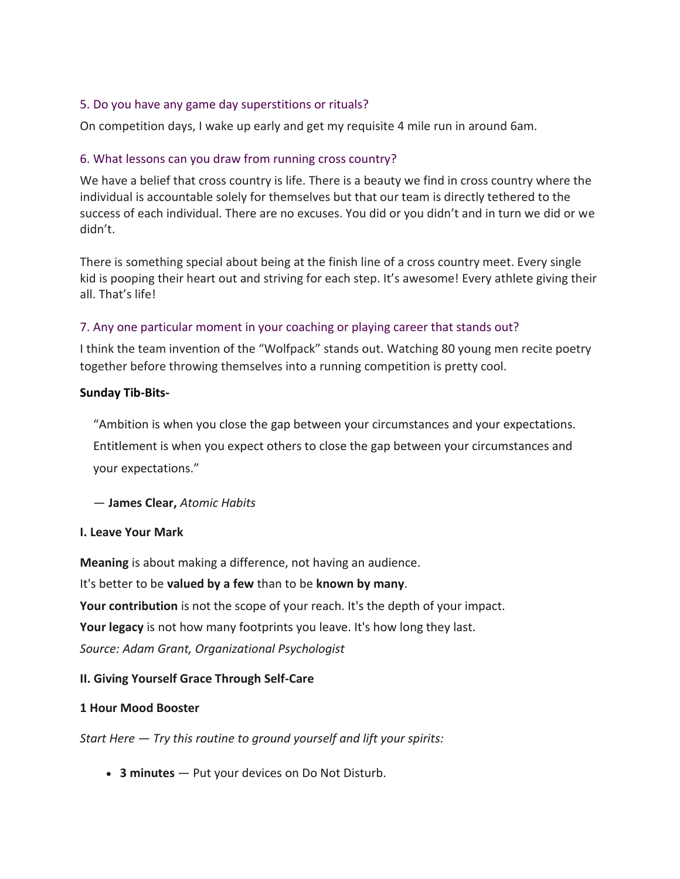### 5. Do you have any game day superstitions or rituals?

On competition days, I wake up early and get my requisite 4 mile run in around 6am.

### 6. What lessons can you draw from running cross country?

We have a belief that cross country is life. There is a beauty we find in cross country where the individual is accountable solely for themselves but that our team is directly tethered to the success of each individual. There are no excuses. You did or you didn't and in turn we did or we didn't.

There is something special about being at the finish line of a cross country meet. Every single kid is pooping their heart out and striving for each step. It's awesome! Every athlete giving their all. That's life!

### 7. Any one particular moment in your coaching or playing career that stands out?

I think the team invention of the "Wolfpack" stands out. Watching 80 young men recite poetry together before throwing themselves into a running competition is pretty cool.

**Sunday Tib-Bits-**

> "Ambition is when you close the gap between your circumstances and your expectations. Entitlement is when you expect others to close the gap between your circumstances and your expectations."
>
> — **James Clear,** *Atomic Habits*

**I. Leave Your Mark**

**Meaning** is about making a difference, not having an audience.

It's better to be **valued by a few** than to be **known by many**.

**Your contribution** is not the scope of your reach. It's the depth of your impact.

**Your legacy** is not how many footprints you leave. It's how long they last.

*Source: Adam Grant, Organizational Psychologist*

**II. Giving Yourself Grace Through Self-Care**

**1 Hour Mood Booster**

*Start Here — Try this routine to ground yourself and lift your spirits:*

- **3 minutes** — Put your devices on Do Not Disturb.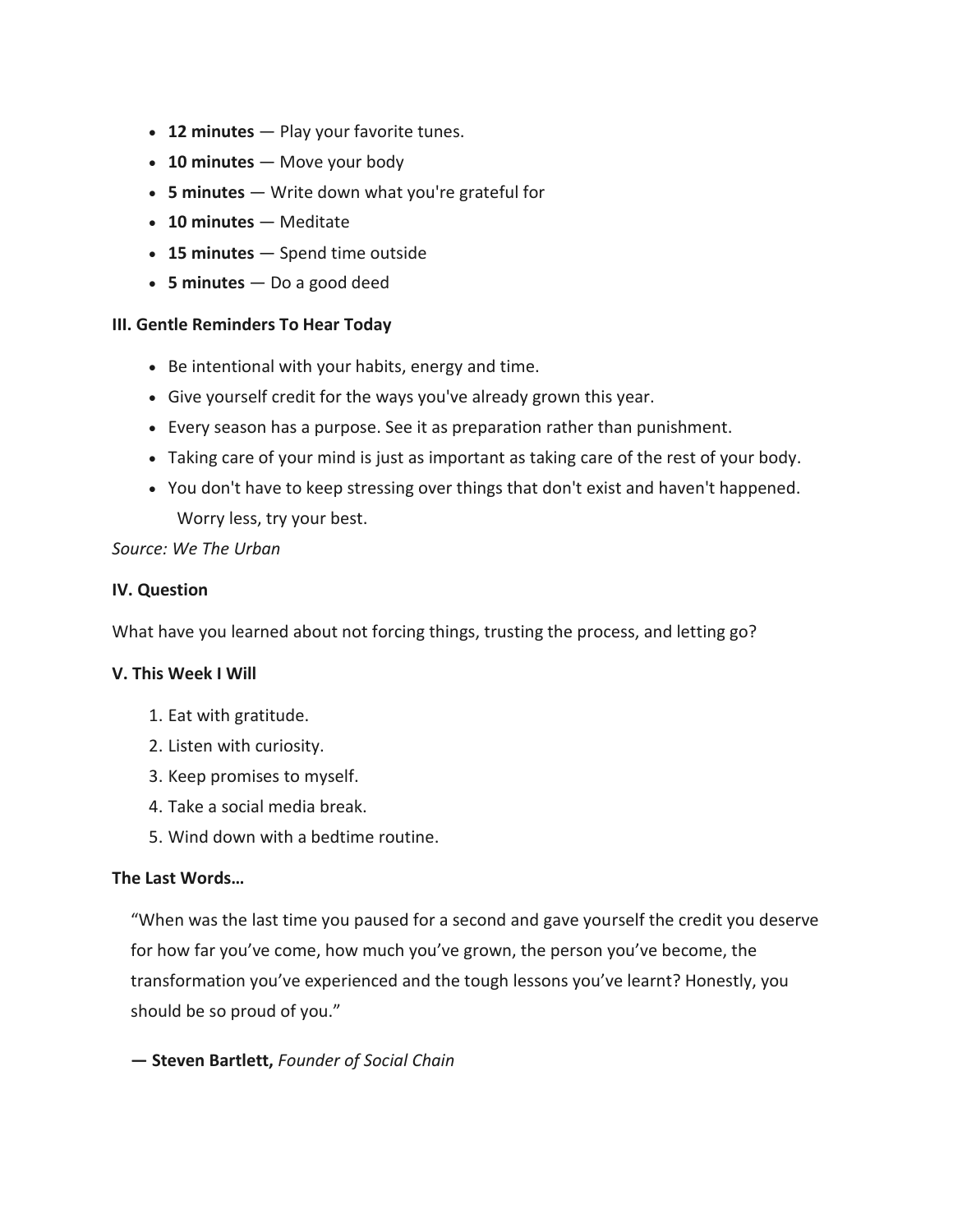- **12 minutes** — Play your favorite tunes.
- **10 minutes** — Move your body
- **5 minutes** — Write down what you're grateful for
- **10 minutes** — Meditate
- **15 minutes** — Spend time outside
- **5 minutes** — Do a good deed

**III. Gentle Reminders To Hear Today**

- Be intentional with your habits, energy and time.
- Give yourself credit for the ways you've already grown this year.
- Every season has a purpose. See it as preparation rather than punishment.
- Taking care of your mind is just as important as taking care of the rest of your body.
- You don't have to keep stressing over things that don't exist and haven't happened. Worry less, try your best.

*Source: We The Urban*

**IV. Question**

What have you learned about not forcing things, trusting the process, and letting go?

**V. This Week I Will**

1. Eat with gratitude.
2. Listen with curiosity.
3. Keep promises to myself.
4. Take a social media break.
5. Wind down with a bedtime routine.

**The Last Words…**

"When was the last time you paused for a second and gave yourself the credit you deserve for how far you've come, how much you've grown, the person you've become, the transformation you've experienced and the tough lessons you've learnt? Honestly, you should be so proud of you."

**— Steven Bartlett,** *Founder of Social Chain*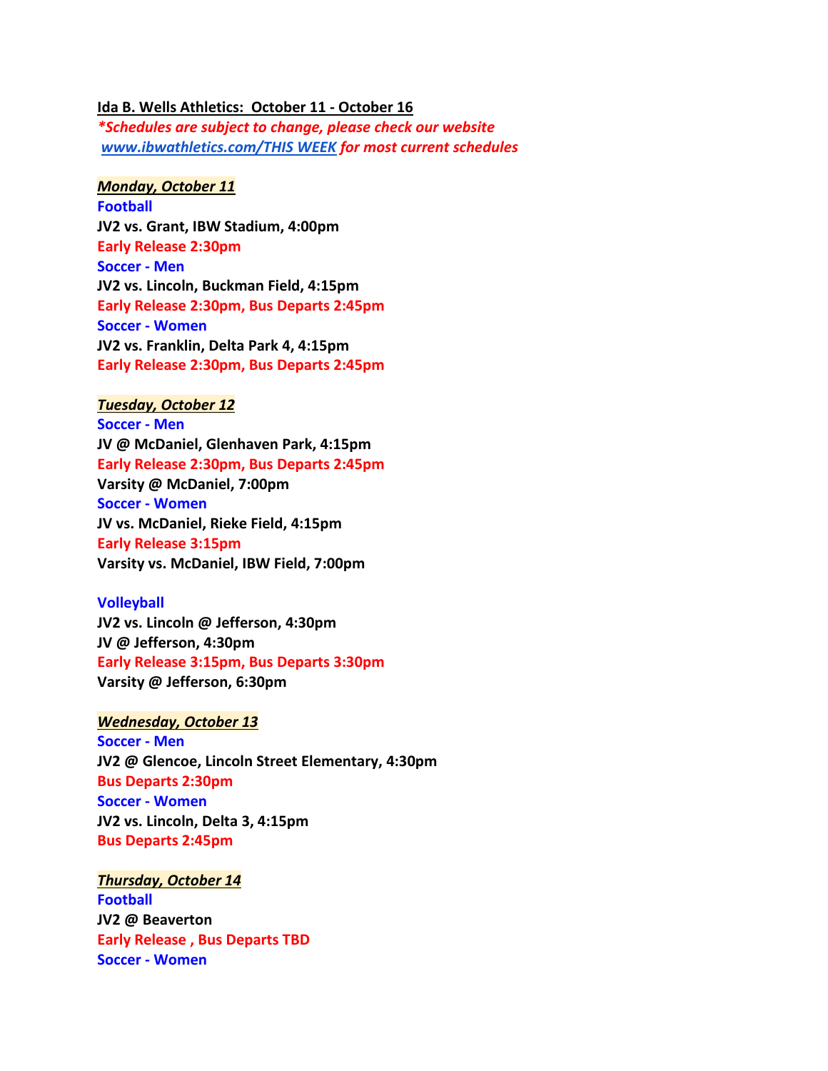**Ida B. Wells Athletics: October 11 - October 16**

***Schedules are subject to change, please check our website [www.ibwathletics.com/THIS WEEK](www.ibwathletics.com/THIS WEEK) for most current schedules***

***Monday, October 11***

**Football**

**JV2 vs. Grant, IBW Stadium, 4:00pm**

**Early Release 2:30pm**

**Soccer - Men**

**JV2 vs. Lincoln, Buckman Field, 4:15pm**

**Early Release 2:30pm, Bus Departs 2:45pm**

**Soccer - Women**

**JV2 vs. Franklin, Delta Park 4, 4:15pm**

**Early Release 2:30pm, Bus Departs 2:45pm**

***Tuesday, October 12***

**Soccer - Men**

**JV @ McDaniel, Glenhaven Park, 4:15pm**

**Early Release 2:30pm, Bus Departs 2:45pm**

**Varsity @ McDaniel, 7:00pm**

**Soccer - Women**

**JV vs. McDaniel, Rieke Field, 4:15pm**

**Early Release 3:15pm**

**Varsity vs. McDaniel, IBW Field, 7:00pm**

**Volleyball**

**JV2 vs. Lincoln @ Jefferson, 4:30pm**

**JV @ Jefferson, 4:30pm**

**Early Release 3:15pm, Bus Departs 3:30pm**

**Varsity @ Jefferson, 6:30pm**

***Wednesday, October 13***

**Soccer - Men**

**JV2 @ Glencoe, Lincoln Street Elementary, 4:30pm**

**Bus Departs 2:30pm**

**Soccer - Women**

**JV2 vs. Lincoln, Delta 3, 4:15pm**

**Bus Departs 2:45pm**

***Thursday, October 14***

**Football**

**JV2 @ Beaverton**

**Early Release , Bus Departs TBD**

**Soccer - Women**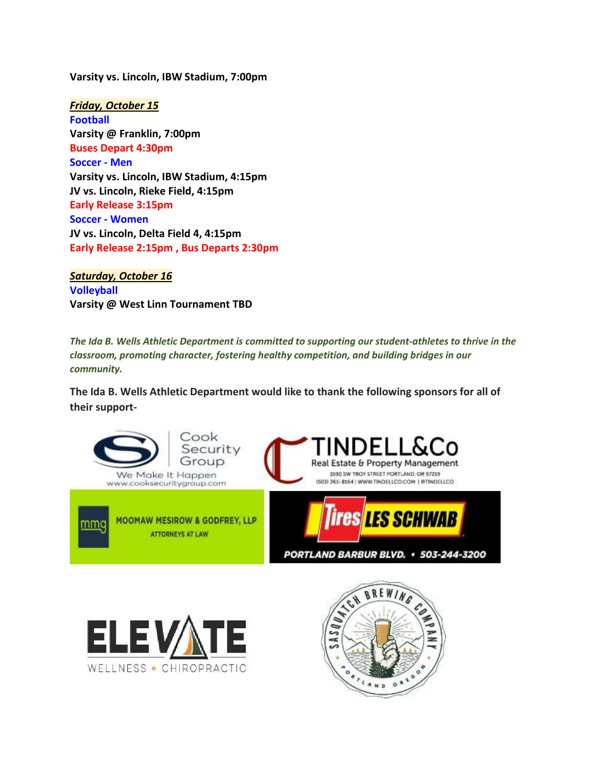**Varsity vs. Lincoln, IBW Stadium, 7:00pm**

***Friday, October 15***

**Football**

**Varsity @ Franklin, 7:00pm**

**Buses Depart 4:30pm**

**Soccer - Men**

**Varsity vs. Lincoln, IBW Stadium, 4:15pm**

**JV vs. Lincoln, Rieke Field, 4:15pm**

**Early Release 3:15pm**

**Soccer - Women**

**JV vs. Lincoln, Delta Field 4, 4:15pm**

**Early Release 2:15pm , Bus Departs 2:30pm**

***Saturday, October 16***

**Volleyball**

**Varsity @ West Linn Tournament TBD**

***The Ida B. Wells Athletic Department is committed to supporting our student-athletes to thrive in the classroom, promoting character, fostering healthy competition, and building bridges in our community.***

**The Ida B. Wells Athletic Department would like to thank the following sponsors for all of their support-**

Cook Security Group
We Make It Happen
www.cooksecuritygroup.com

TINDELL&Co
Real Estate & Property Management
3590 SW TROY STREET PORTLAND, OR 97219
(503) 265-8164 | WWW.TINDELLCO.COM | @TINDELLCO

mmg MOOMAW MESIROW & GODFREY, LLP
ATTORNEYS AT LAW

Tires LES SCHWAB
PORTLAND BARBUR BLVD. • 503-244-3200

ELEVATE
WELLNESS • CHIROPRACTIC

SASQUATCH BREWING COMPANY
PORTLAND OREGON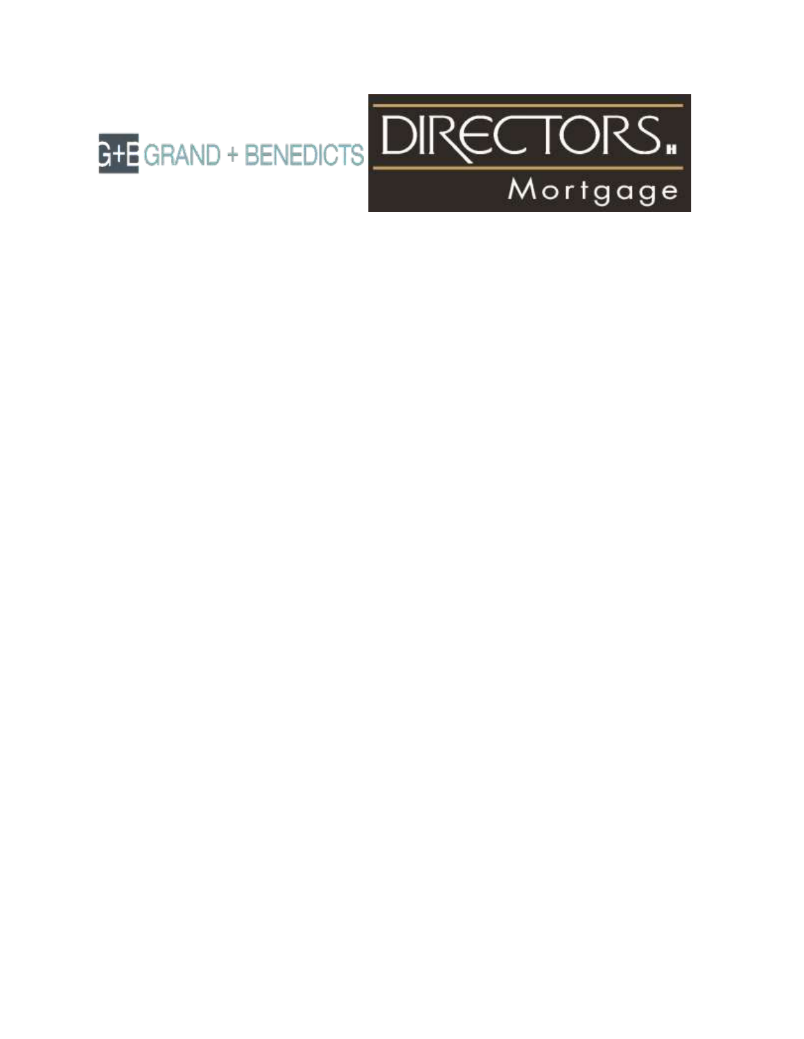G+B GRAND + BENEDICTS

DIRECTORS

Mortgage